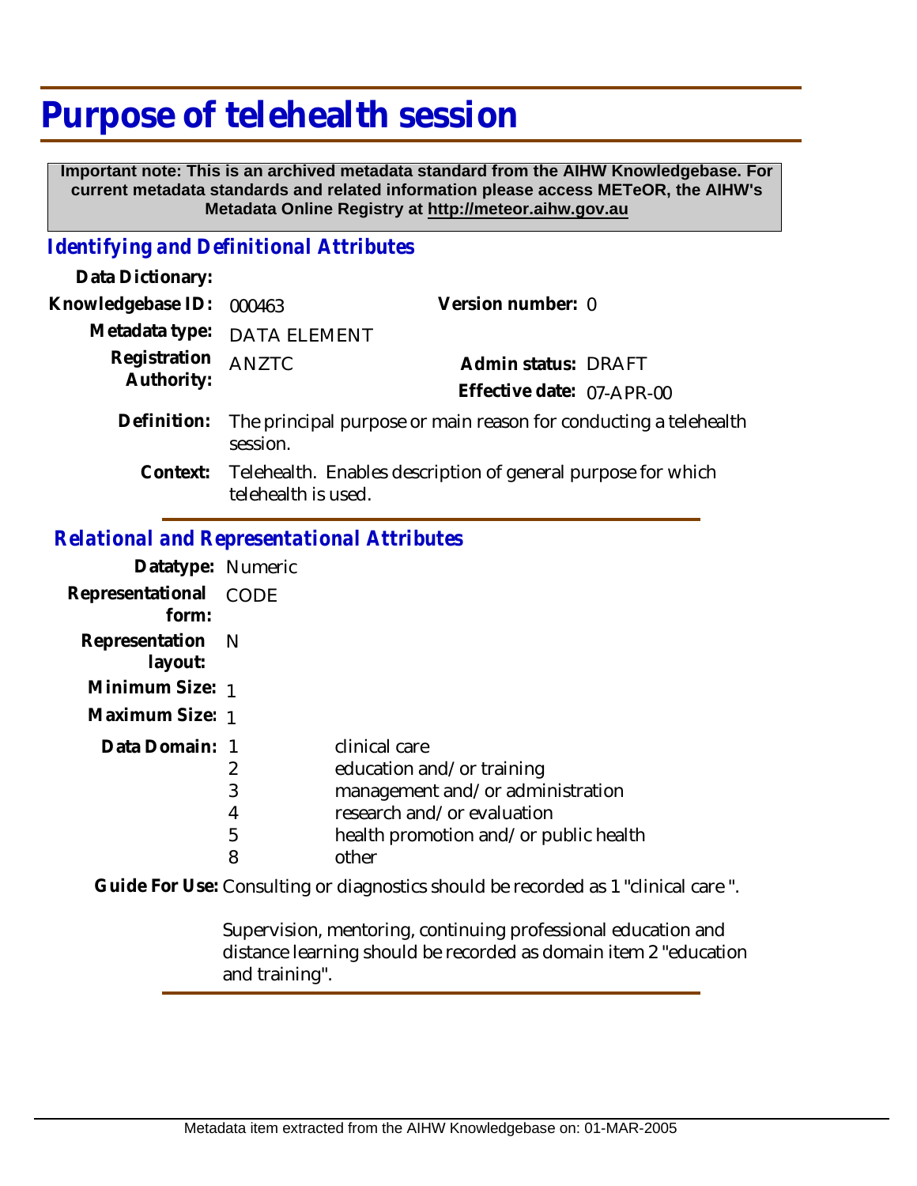# Purpose of telehealth session

**Important note: This is an archived metadata standard from the AIHW Knowledgebase. For current metadata standards and related information please access METeOR, the AIHW's Metadata Online Registry at http://meteor.aihw.gov.au**

## *Identifying and Definitional Attributes*

**Data Dictionary:**

**Knowledgebase ID:** 000463 **Version number:** 0

**Metadata type:** DATA ELEMENT

**Registration Authority:** ANZTC **Admin status:** DRAFT

**Effective date:** 07-APR-00

**Definition:** The principal purpose or main reason for conducting a telehealth session.

**Context:** Telehealth. Enables description of general purpose for which telehealth is used.

## *Relational and Representational Attributes*

**Datatype:** Numeric

**Representational form:** CODE

**Representation layout:** N

**Minimum Size:** 1

**Maximum Size:** 1

**Data Domain:**

| Code | Description |
|---|---|
| 1 | clinical care |
| 2 | education and/or training |
| 3 | management and/or administration |
| 4 | research and/or evaluation |
| 5 | health promotion and/or public health |
| 8 | other |

**Guide For Use:** Consulting or diagnostics should be recorded as 1 "clinical care ".

Supervision, mentoring, continuing professional education and distance learning should be recorded as domain item 2 "education and training".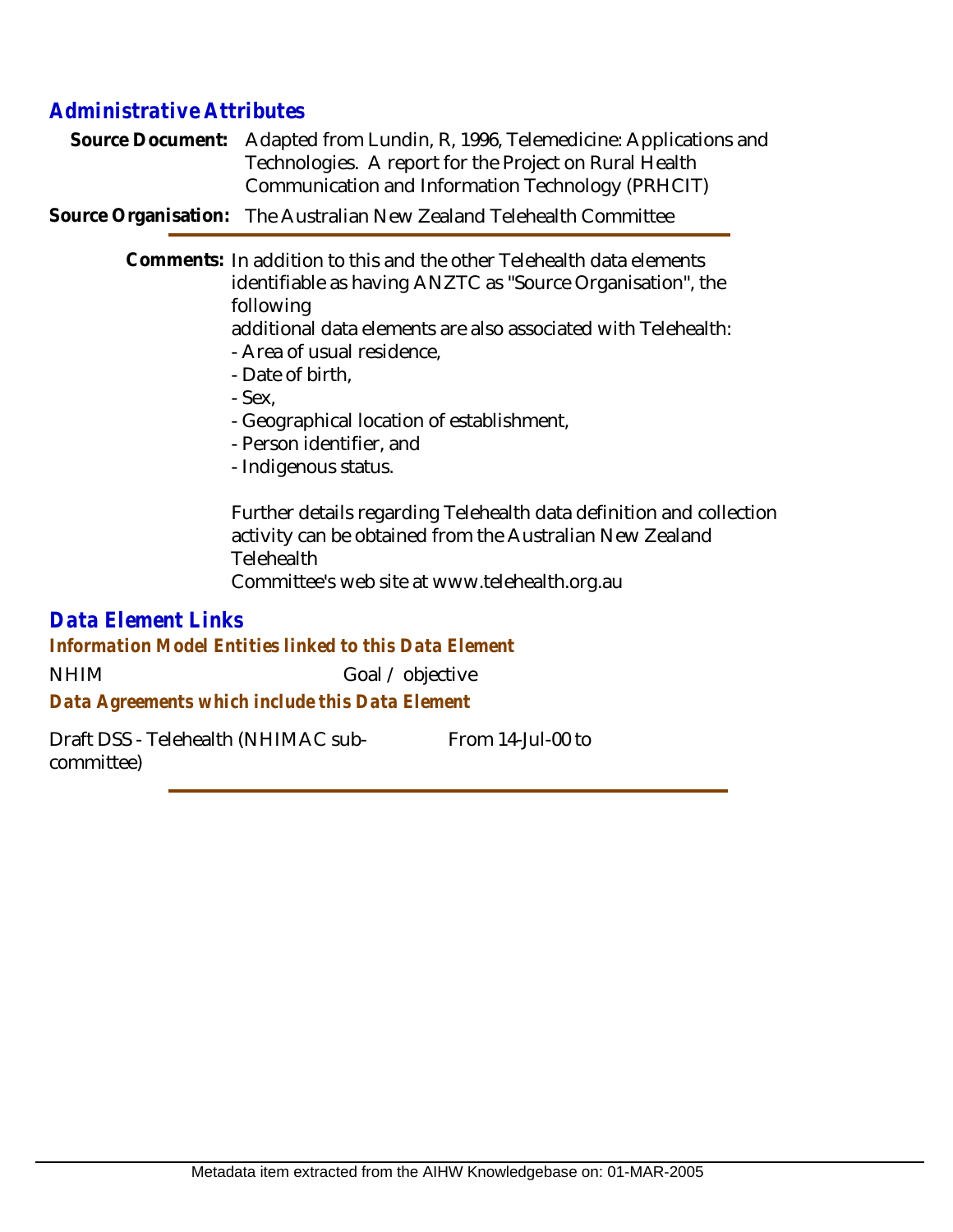## Administrative Attributes

**Source Document:** Adapted from Lundin, R, 1996, Telemedicine: Applications and Technologies. A report for the Project on Rural Health Communication and Information Technology (PRHCIT)

**Source Organisation:** The Australian New Zealand Telehealth Committee

**Comments:** In addition to this and the other Telehealth data elements identifiable as having ANZTC as "Source Organisation", the following additional data elements are also associated with Telehealth:

- Area of usual residence,
- Date of birth,
- Sex,
- Geographical location of establishment,
- Person identifier, and
- Indigenous status.

Further details regarding Telehealth data definition and collection activity can be obtained from the Australian New Zealand Telehealth Committee's web site at www.telehealth.org.au

## Data Element Links

### Information Model Entities linked to this Data Element

NHIM Goal / objective

### Data Agreements which include this Data Element

Draft DSS - Telehealth (NHIMAC sub-committee) From 14-Jul-00 to